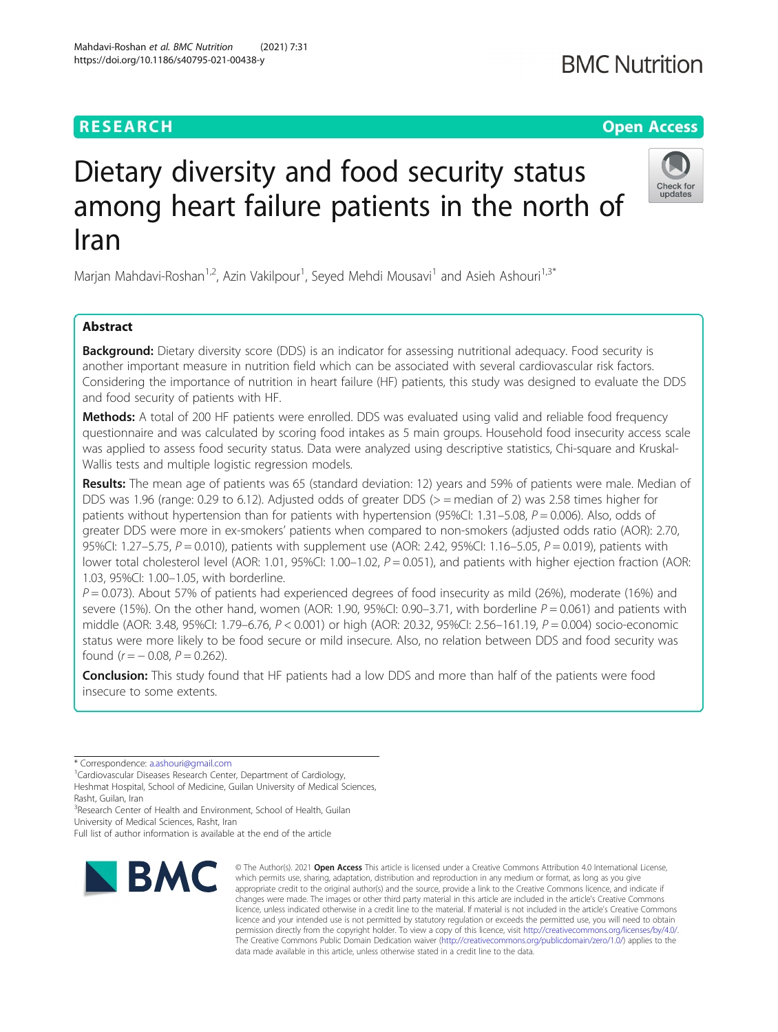RESEARCH

Open Access

# Dietary diversity and food security status among heart failure patients in the north of Iran

Marjan Mahdavi-Roshan[1,2], Azin Vakilpour[1], Seyed Mehdi Mousavi[1] and Asieh Ashouri[1,3*]

## Abstract

**Background:** Dietary diversity score (DDS) is an indicator for assessing nutritional adequacy. Food security is another important measure in nutrition field which can be associated with several cardiovascular risk factors. Considering the importance of nutrition in heart failure (HF) patients, this study was designed to evaluate the DDS and food security of patients with HF.

**Methods:** A total of 200 HF patients were enrolled. DDS was evaluated using valid and reliable food frequency questionnaire and was calculated by scoring food intakes as 5 main groups. Household food insecurity access scale was applied to assess food security status. Data were analyzed using descriptive statistics, Chi-square and Kruskal-Wallis tests and multiple logistic regression models.

**Results:** The mean age of patients was 65 (standard deviation: 12) years and 59% of patients were male. Median of DDS was 1.96 (range: 0.29 to 6.12). Adjusted odds of greater DDS (> = median of 2) was 2.58 times higher for patients without hypertension than for patients with hypertension (95%CI: 1.31–5.08, $P = 0.006$). Also, odds of greater DDS were more in ex-smokers' patients when compared to non-smokers (adjusted odds ratio (AOR): 2.70, 95%CI: 1.27–5.75, $P = 0.010$), patients with supplement use (AOR: 2.42, 95%CI: 1.16–5.05, $P = 0.019$), patients with lower total cholesterol level (AOR: 1.01, 95%CI: 1.00–1.02, $P = 0.051$), and patients with higher ejection fraction (AOR: 1.03, 95%CI: 1.00–1.05, with borderline.
$P = 0.073$). About 57% of patients had experienced degrees of food insecurity as mild (26%), moderate (16%) and severe (15%). On the other hand, women (AOR: 1.90, 95%CI: 0.90–3.71, with borderline $P = 0.061$) and patients with middle (AOR: 3.48, 95%CI: 1.79–6.76, $P < 0.001$) or high (AOR: 20.32, 95%CI: 2.56–161.19, $P = 0.004$) socio-economic status were more likely to be food secure or mild insecure. Also, no relation between DDS and food security was found ($r = -0.08$, $P = 0.262$).

**Conclusion:** This study found that HF patients had a low DDS and more than half of the patients were food insecure to some extents.

\* Correspondence: a.ashouri@gmail.com
[1]Cardiovascular Diseases Research Center, Department of Cardiology, Heshmat Hospital, School of Medicine, Guilan University of Medical Sciences, Rasht, Guilan, Iran
[3]Research Center of Health and Environment, School of Health, Guilan University of Medical Sciences, Rasht, Iran
Full list of author information is available at the end of the article

© The Author(s). 2021 **Open Access** This article is licensed under a Creative Commons Attribution 4.0 International License, which permits use, sharing, adaptation, distribution and reproduction in any medium or format, as long as you give appropriate credit to the original author(s) and the source, provide a link to the Creative Commons licence, and indicate if changes were made. The images or other third party material in this article are included in the article's Creative Commons licence, unless indicated otherwise in a credit line to the material. If material is not included in the article's Creative Commons licence and your intended use is not permitted by statutory regulation or exceeds the permitted use, you will need to obtain permission directly from the copyright holder. To view a copy of this licence, visit http://creativecommons.org/licenses/by/4.0/. The Creative Commons Public Domain Dedication waiver (http://creativecommons.org/publicdomain/zero/1.0/) applies to the data made available in this article, unless otherwise stated in a credit line to the data.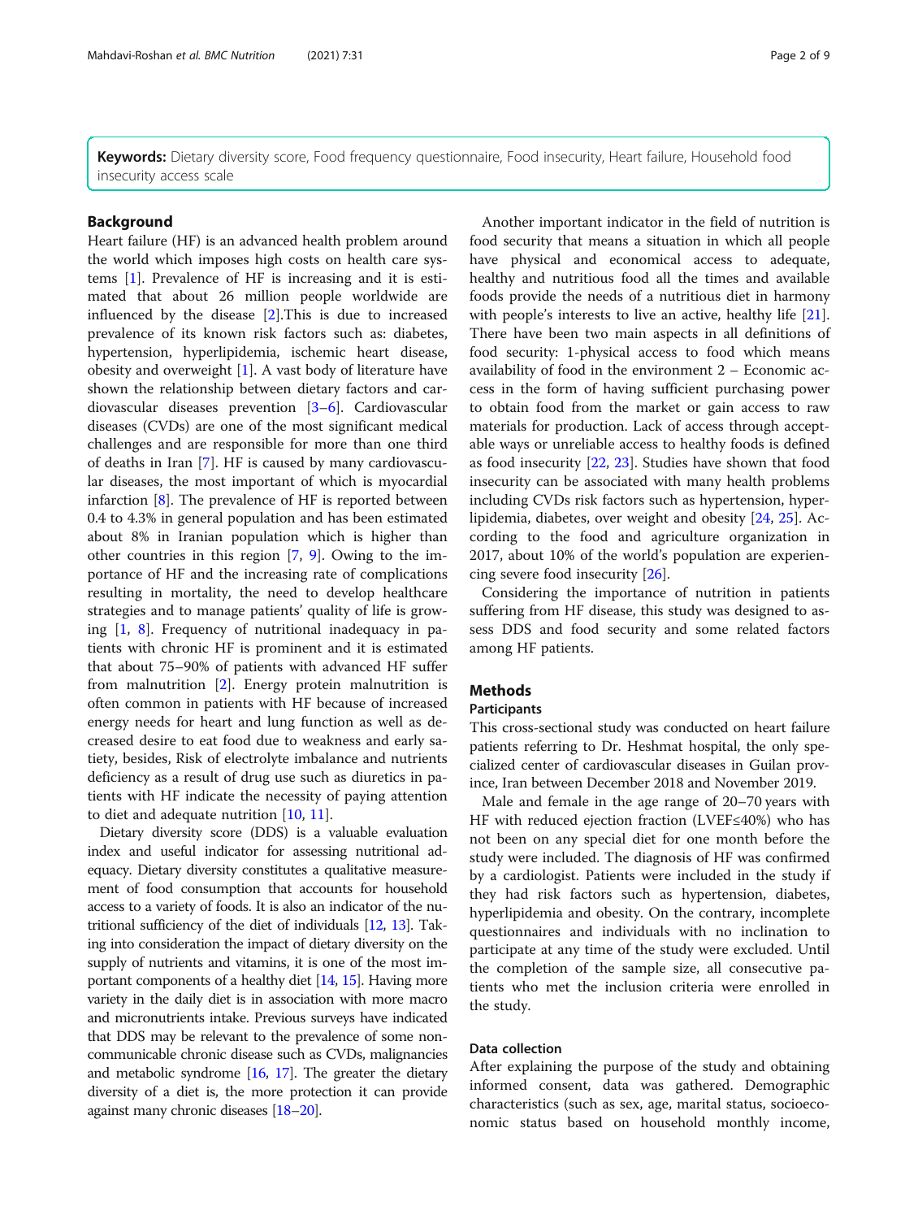**Keywords:** Dietary diversity score, Food frequency questionnaire, Food insecurity, Heart failure, Household food insecurity access scale

## Background

Heart failure (HF) is an advanced health problem around the world which imposes high costs on health care systems [1]. Prevalence of HF is increasing and it is estimated that about 26 million people worldwide are influenced by the disease [2].This is due to increased prevalence of its known risk factors such as: diabetes, hypertension, hyperlipidemia, ischemic heart disease, obesity and overweight [1]. A vast body of literature have shown the relationship between dietary factors and cardiovascular diseases prevention [3–6]. Cardiovascular diseases (CVDs) are one of the most significant medical challenges and are responsible for more than one third of deaths in Iran [7]. HF is caused by many cardiovascular diseases, the most important of which is myocardial infarction [8]. The prevalence of HF is reported between 0.4 to 4.3% in general population and has been estimated about 8% in Iranian population which is higher than other countries in this region [7, 9]. Owing to the importance of HF and the increasing rate of complications resulting in mortality, the need to develop healthcare strategies and to manage patients' quality of life is growing [1, 8]. Frequency of nutritional inadequacy in patients with chronic HF is prominent and it is estimated that about 75–90% of patients with advanced HF suffer from malnutrition [2]. Energy protein malnutrition is often common in patients with HF because of increased energy needs for heart and lung function as well as decreased desire to eat food due to weakness and early satiety, besides, Risk of electrolyte imbalance and nutrients deficiency as a result of drug use such as diuretics in patients with HF indicate the necessity of paying attention to diet and adequate nutrition [10, 11].

Dietary diversity score (DDS) is a valuable evaluation index and useful indicator for assessing nutritional adequacy. Dietary diversity constitutes a qualitative measurement of food consumption that accounts for household access to a variety of foods. It is also an indicator of the nutritional sufficiency of the diet of individuals [12, 13]. Taking into consideration the impact of dietary diversity on the supply of nutrients and vitamins, it is one of the most important components of a healthy diet [14, 15]. Having more variety in the daily diet is in association with more macro and micronutrients intake. Previous surveys have indicated that DDS may be relevant to the prevalence of some non-communicable chronic disease such as CVDs, malignancies and metabolic syndrome [16, 17]. The greater the dietary diversity of a diet is, the more protection it can provide against many chronic diseases [18–20].

Another important indicator in the field of nutrition is food security that means a situation in which all people have physical and economical access to adequate, healthy and nutritious food all the times and available foods provide the needs of a nutritious diet in harmony with people's interests to live an active, healthy life [21]. There have been two main aspects in all definitions of food security: 1-physical access to food which means availability of food in the environment 2 – Economic access in the form of having sufficient purchasing power to obtain food from the market or gain access to raw materials for production. Lack of access through acceptable ways or unreliable access to healthy foods is defined as food insecurity [22, 23]. Studies have shown that food insecurity can be associated with many health problems including CVDs risk factors such as hypertension, hyperlipidemia, diabetes, over weight and obesity [24, 25]. According to the food and agriculture organization in 2017, about 10% of the world's population are experiencing severe food insecurity [26].

Considering the importance of nutrition in patients suffering from HF disease, this study was designed to assess DDS and food security and some related factors among HF patients.

## Methods

### Participants

This cross-sectional study was conducted on heart failure patients referring to Dr. Heshmat hospital, the only specialized center of cardiovascular diseases in Guilan province, Iran between December 2018 and November 2019.

Male and female in the age range of 20–70 years with HF with reduced ejection fraction (LVEF≤40%) who has not been on any special diet for one month before the study were included. The diagnosis of HF was confirmed by a cardiologist. Patients were included in the study if they had risk factors such as hypertension, diabetes, hyperlipidemia and obesity. On the contrary, incomplete questionnaires and individuals with no inclination to participate at any time of the study were excluded. Until the completion of the sample size, all consecutive patients who met the inclusion criteria were enrolled in the study.

### Data collection

After explaining the purpose of the study and obtaining informed consent, data was gathered. Demographic characteristics (such as sex, age, marital status, socioeconomic status based on household monthly income,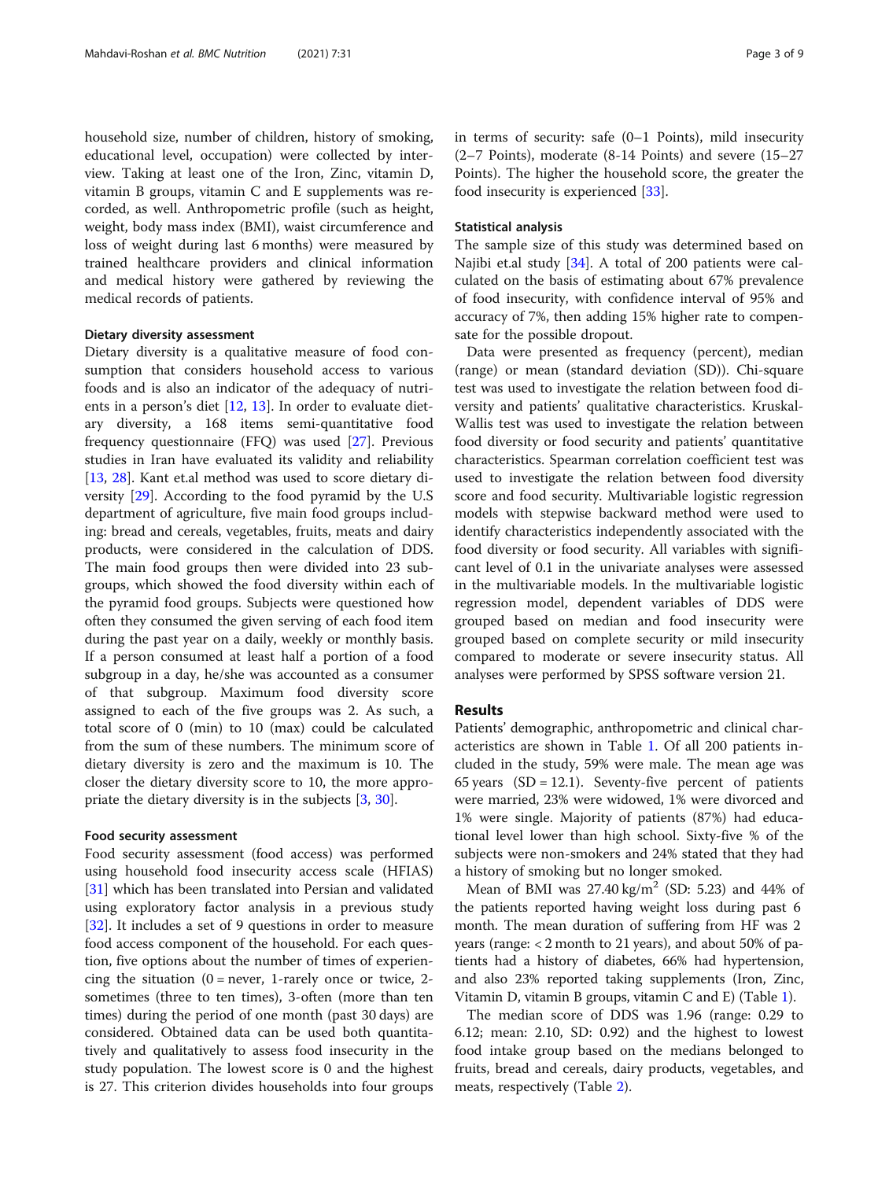household size, number of children, history of smoking, educational level, occupation) were collected by interview. Taking at least one of the Iron, Zinc, vitamin D, vitamin B groups, vitamin C and E supplements was recorded, as well. Anthropometric profile (such as height, weight, body mass index (BMI), waist circumference and loss of weight during last 6 months) were measured by trained healthcare providers and clinical information and medical history were gathered by reviewing the medical records of patients.

### Dietary diversity assessment

Dietary diversity is a qualitative measure of food consumption that considers household access to various foods and is also an indicator of the adequacy of nutrients in a person's diet [12, 13]. In order to evaluate dietary diversity, a 168 items semi-quantitative food frequency questionnaire (FFQ) was used [27]. Previous studies in Iran have evaluated its validity and reliability [13, 28]. Kant et.al method was used to score dietary diversity [29]. According to the food pyramid by the U.S department of agriculture, five main food groups including: bread and cereals, vegetables, fruits, meats and dairy products, were considered in the calculation of DDS. The main food groups then were divided into 23 subgroups, which showed the food diversity within each of the pyramid food groups. Subjects were questioned how often they consumed the given serving of each food item during the past year on a daily, weekly or monthly basis. If a person consumed at least half a portion of a food subgroup in a day, he/she was accounted as a consumer of that subgroup. Maximum food diversity score assigned to each of the five groups was 2. As such, a total score of 0 (min) to 10 (max) could be calculated from the sum of these numbers. The minimum score of dietary diversity is zero and the maximum is 10. The closer the dietary diversity score to 10, the more appropriate the dietary diversity is in the subjects [3, 30].

### Food security assessment

Food security assessment (food access) was performed using household food insecurity access scale (HFIAS) [31] which has been translated into Persian and validated using exploratory factor analysis in a previous study [32]. It includes a set of 9 questions in order to measure food access component of the household. For each question, five options about the number of times of experiencing the situation (0 = never, 1-rarely once or twice, 2-sometimes (three to ten times), 3-often (more than ten times) during the period of one month (past 30 days) are considered. Obtained data can be used both quantitatively and qualitatively to assess food insecurity in the study population. The lowest score is 0 and the highest is 27. This criterion divides households into four groups in terms of security: safe (0–1 Points), mild insecurity (2–7 Points), moderate (8-14 Points) and severe (15–27 Points). The higher the household score, the greater the food insecurity is experienced [33].

### Statistical analysis

The sample size of this study was determined based on Najibi et.al study [34]. A total of 200 patients were calculated on the basis of estimating about 67% prevalence of food insecurity, with confidence interval of 95% and accuracy of 7%, then adding 15% higher rate to compensate for the possible dropout.

Data were presented as frequency (percent), median (range) or mean (standard deviation (SD)). Chi-square test was used to investigate the relation between food diversity and patients' qualitative characteristics. Kruskal-Wallis test was used to investigate the relation between food diversity or food security and patients' quantitative characteristics. Spearman correlation coefficient test was used to investigate the relation between food diversity score and food security. Multivariable logistic regression models with stepwise backward method were used to identify characteristics independently associated with the food diversity or food security. All variables with significant level of 0.1 in the univariate analyses were assessed in the multivariable models. In the multivariable logistic regression model, dependent variables of DDS were grouped based on median and food insecurity were grouped based on complete security or mild insecurity compared to moderate or severe insecurity status. All analyses were performed by SPSS software version 21.

## Results

Patients' demographic, anthropometric and clinical characteristics are shown in Table 1. Of all 200 patients included in the study, 59% were male. The mean age was 65 years (SD = 12.1). Seventy-five percent of patients were married, 23% were widowed, 1% were divorced and 1% were single. Majority of patients (87%) had educational level lower than high school. Sixty-five % of the subjects were non-smokers and 24% stated that they had a history of smoking but no longer smoked.

Mean of BMI was 27.40 kg/m$^2$ (SD: 5.23) and 44% of the patients reported having weight loss during past 6 month. The mean duration of suffering from HF was 2 years (range: < 2 month to 21 years), and about 50% of patients had a history of diabetes, 66% had hypertension, and also 23% reported taking supplements (Iron, Zinc, Vitamin D, vitamin B groups, vitamin C and E) (Table 1).

The median score of DDS was 1.96 (range: 0.29 to 6.12; mean: 2.10, SD: 0.92) and the highest to lowest food intake group based on the medians belonged to fruits, bread and cereals, dairy products, vegetables, and meats, respectively (Table 2).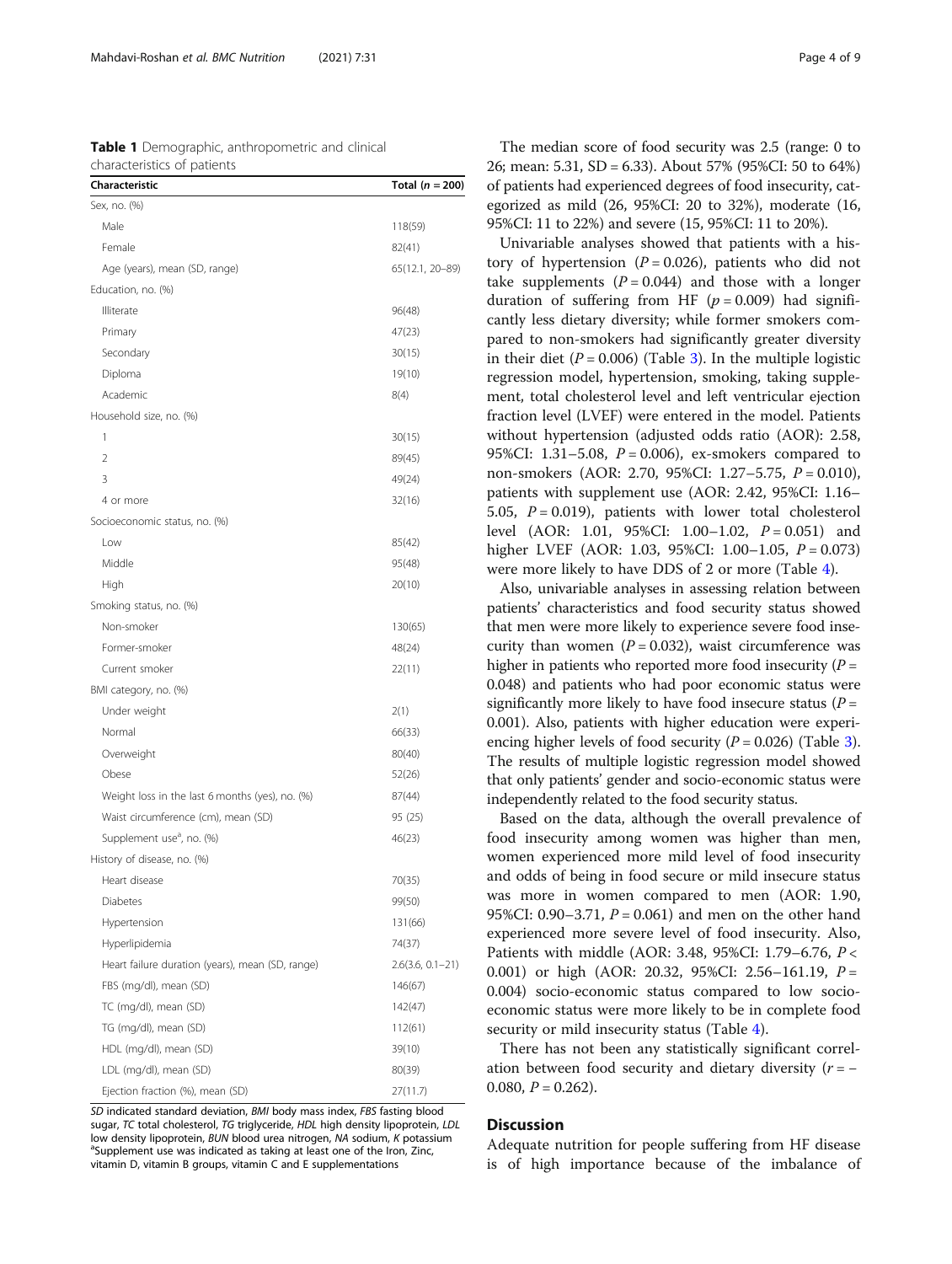**Table 1** Demographic, anthropometric and clinical characteristics of patients

| Characteristic | Total (*n* = 200) |
|---|---|
| Sex, no. (%) | |
| Male | 118(59) |
| Female | 82(41) |
| Age (years), mean (SD, range) | 65(12.1, 20–89) |
| Education, no. (%) | |
| Illiterate | 96(48) |
| Primary | 47(23) |
| Secondary | 30(15) |
| Diploma | 19(10) |
| Academic | 8(4) |
| Household size, no. (%) | |
| 1 | 30(15) |
| 2 | 89(45) |
| 3 | 49(24) |
| 4 or more | 32(16) |
| Socioeconomic status, no. (%) | |
| Low | 85(42) |
| Middle | 95(48) |
| High | 20(10) |
| Smoking status, no. (%) | |
| Non-smoker | 130(65) |
| Former-smoker | 48(24) |
| Current smoker | 22(11) |
| BMI category, no. (%) | |
| Under weight | 2(1) |
| Normal | 66(33) |
| Overweight | 80(40) |
| Obese | 52(26) |
| Weight loss in the last 6 months (yes), no. (%) | 87(44) |
| Waist circumference (cm), mean (SD) | 95 (25) |
| Supplement use[a], no. (%) | 46(23) |
| History of disease, no. (%) | |
| Heart disease | 70(35) |
| Diabetes | 99(50) |
| Hypertension | 131(66) |
| Hyperlipidemia | 74(37) |
| Heart failure duration (years), mean (SD, range) | 2.6(3.6, 0.1–21) |
| FBS (mg/dl), mean (SD) | 146(67) |
| TC (mg/dl), mean (SD) | 142(47) |
| TG (mg/dl), mean (SD) | 112(61) |
| HDL (mg/dl), mean (SD) | 39(10) |
| LDL (mg/dl), mean (SD) | 80(39) |
| Ejection fraction (%), mean (SD) | 27(11.7) |

*SD* indicated standard deviation, *BMI* body mass index, *FBS* fasting blood sugar, *TC* total cholesterol, *TG* triglyceride, *HDL* high density lipoprotein, *LDL* low density lipoprotein, *BUN* blood urea nitrogen, *NA* sodium, *K* potassium
[a]Supplement use was indicated as taking at least one of the Iron, Zinc, vitamin D, vitamin B groups, vitamin C and E supplementations

The median score of food security was 2.5 (range: 0 to 26; mean: 5.31, SD = 6.33). About 57% (95%CI: 50 to 64%) of patients had experienced degrees of food insecurity, categorized as mild (26, 95%CI: 20 to 32%), moderate (16, 95%CI: 11 to 22%) and severe (15, 95%CI: 11 to 20%).

Univariable analyses showed that patients with a history of hypertension ($P = 0.026$), patients who did not take supplements ($P = 0.044$) and those with a longer duration of suffering from HF ($p = 0.009$) had significantly less dietary diversity; while former smokers compared to non-smokers had significantly greater diversity in their diet ($P = 0.006$) (Table 3). In the multiple logistic regression model, hypertension, smoking, taking supplement, total cholesterol level and left ventricular ejection fraction level (LVEF) were entered in the model. Patients without hypertension (adjusted odds ratio (AOR): 2.58, 95%CI: 1.31–5.08, $P = 0.006$), ex-smokers compared to non-smokers (AOR: 2.70, 95%CI: 1.27–5.75, $P = 0.010$), patients with supplement use (AOR: 2.42, 95%CI: 1.16–5.05, $P = 0.019$), patients with lower total cholesterol level (AOR: 1.01, 95%CI: 1.00–1.02, $P = 0.051$) and higher LVEF (AOR: 1.03, 95%CI: 1.00–1.05, $P = 0.073$) were more likely to have DDS of 2 or more (Table 4).

Also, univariable analyses in assessing relation between patients' characteristics and food security status showed that men were more likely to experience severe food insecurity than women ($P = 0.032$), waist circumference was higher in patients who reported more food insecurity ($P = 0.048$) and patients who had poor economic status were significantly more likely to have food insecure status ($P = 0.001$). Also, patients with higher education were experiencing higher levels of food security ($P = 0.026$) (Table 3). The results of multiple logistic regression model showed that only patients' gender and socio-economic status were independently related to the food security status.

Based on the data, although the overall prevalence of food insecurity among women was higher than men, women experienced more mild level of food insecurity and odds of being in food secure or mild insecure status was more in women compared to men (AOR: 1.90, 95%CI: 0.90–3.71, $P = 0.061$) and men on the other hand experienced more severe level of food insecurity. Also, Patients with middle (AOR: 3.48, 95%CI: 1.79–6.76, $P < 0.001$) or high (AOR: 20.32, 95%CI: 2.56–161.19, $P = 0.004$) socio-economic status compared to low socio-economic status were more likely to be in complete food security or mild insecurity status (Table 4).

There has not been any statistically significant correlation between food security and dietary diversity ($r = -0.080$, $P = 0.262$).

## Discussion

Adequate nutrition for people suffering from HF disease is of high importance because of the imbalance of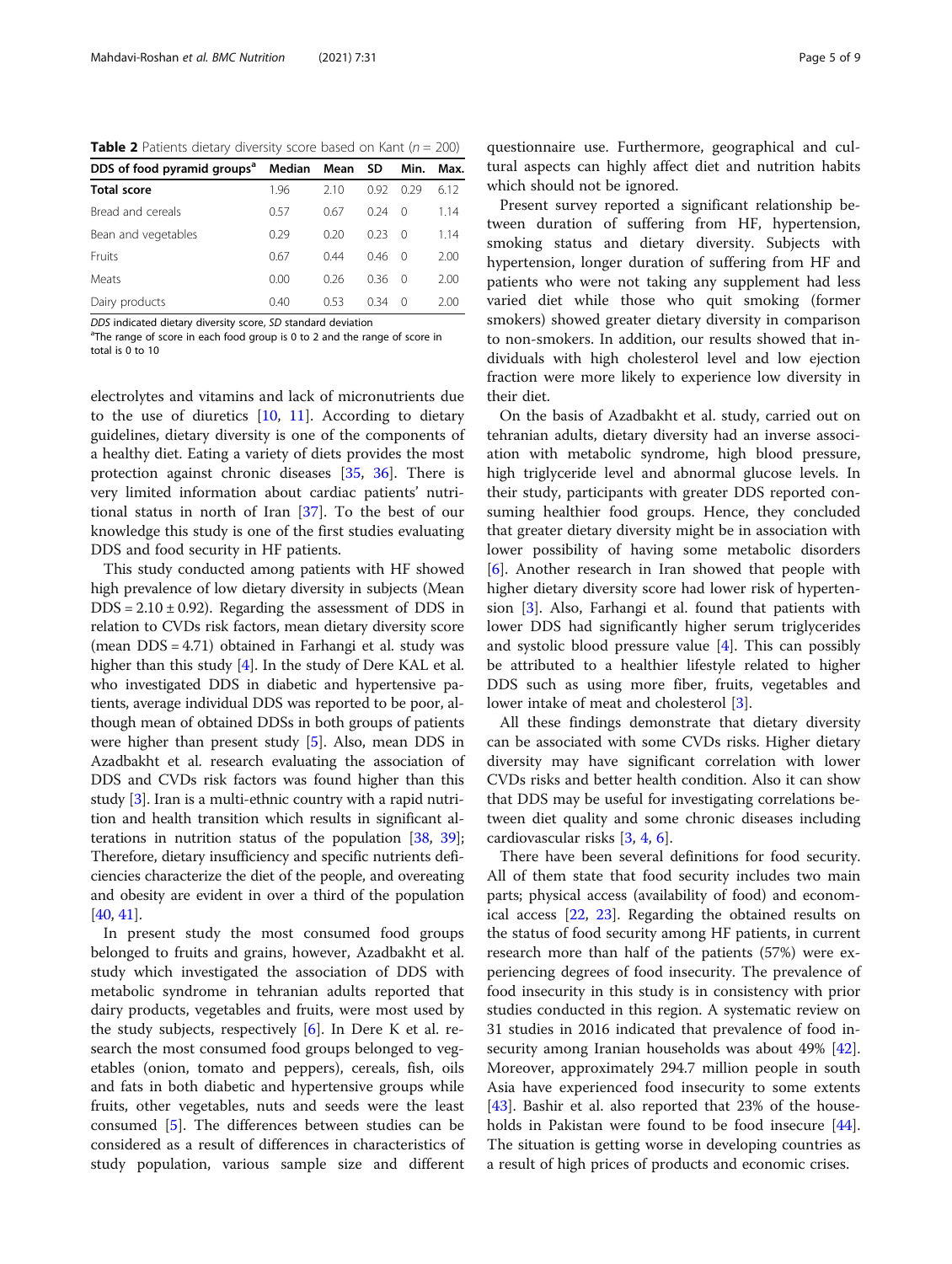**Table 2** Patients dietary diversity score based on Kant ($n = 200$)

| DDS of food pyramid groups[a] | Median | Mean | SD | Min. | Max. |
|---|---|---|---|---|---|
| **Total score** | 1.96 | 2.10 | 0.92 | 0.29 | 6.12 |
| Bread and cereals | 0.57 | 0.67 | 0.24 | 0 | 1.14 |
| Bean and vegetables | 0.29 | 0.20 | 0.23 | 0 | 1.14 |
| Fruits | 0.67 | 0.44 | 0.46 | 0 | 2.00 |
| Meats | 0.00 | 0.26 | 0.36 | 0 | 2.00 |
| Dairy products | 0.40 | 0.53 | 0.34 | 0 | 2.00 |

*DDS* indicated dietary diversity score, *SD* standard deviation
[a]The range of score in each food group is 0 to 2 and the range of score in total is 0 to 10

electrolytes and vitamins and lack of micronutrients due to the use of diuretics [10, 11]. According to dietary guidelines, dietary diversity is one of the components of a healthy diet. Eating a variety of diets provides the most protection against chronic diseases [35, 36]. There is very limited information about cardiac patients' nutritional status in north of Iran [37]. To the best of our knowledge this study is one of the first studies evaluating DDS and food security in HF patients.

This study conducted among patients with HF showed high prevalence of low dietary diversity in subjects (Mean DDS = 2.10 ± 0.92). Regarding the assessment of DDS in relation to CVDs risk factors, mean dietary diversity score (mean DDS = 4.71) obtained in Farhangi et al. study was higher than this study [4]. In the study of Dere KAL et al. who investigated DDS in diabetic and hypertensive patients, average individual DDS was reported to be poor, although mean of obtained DDSs in both groups of patients were higher than present study [5]. Also, mean DDS in Azadbakht et al. research evaluating the association of DDS and CVDs risk factors was found higher than this study [3]. Iran is a multi-ethnic country with a rapid nutrition and health transition which results in significant alterations in nutrition status of the population [38, 39]; Therefore, dietary insufficiency and specific nutrients deficiencies characterize the diet of the people, and overeating and obesity are evident in over a third of the population [40, 41].

In present study the most consumed food groups belonged to fruits and grains, however, Azadbakht et al. study which investigated the association of DDS with metabolic syndrome in tehranian adults reported that dairy products, vegetables and fruits, were most used by the study subjects, respectively [6]. In Dere K et al. research the most consumed food groups belonged to vegetables (onion, tomato and peppers), cereals, fish, oils and fats in both diabetic and hypertensive groups while fruits, other vegetables, nuts and seeds were the least consumed [5]. The differences between studies can be considered as a result of differences in characteristics of study population, various sample size and different questionnaire use. Furthermore, geographical and cultural aspects can highly affect diet and nutrition habits which should not be ignored.

Present survey reported a significant relationship between duration of suffering from HF, hypertension, smoking status and dietary diversity. Subjects with hypertension, longer duration of suffering from HF and patients who were not taking any supplement had less varied diet while those who quit smoking (former smokers) showed greater dietary diversity in comparison to non-smokers. In addition, our results showed that individuals with high cholesterol level and low ejection fraction were more likely to experience low diversity in their diet.

On the basis of Azadbakht et al. study, carried out on tehranian adults, dietary diversity had an inverse association with metabolic syndrome, high blood pressure, high triglyceride level and abnormal glucose levels. In their study, participants with greater DDS reported consuming healthier food groups. Hence, they concluded that greater dietary diversity might be in association with lower possibility of having some metabolic disorders [6]. Another research in Iran showed that people with higher dietary diversity score had lower risk of hypertension [3]. Also, Farhangi et al. found that patients with lower DDS had significantly higher serum triglycerides and systolic blood pressure value [4]. This can possibly be attributed to a healthier lifestyle related to higher DDS such as using more fiber, fruits, vegetables and lower intake of meat and cholesterol [3].

All these findings demonstrate that dietary diversity can be associated with some CVDs risks. Higher dietary diversity may have significant correlation with lower CVDs risks and better health condition. Also it can show that DDS may be useful for investigating correlations between diet quality and some chronic diseases including cardiovascular risks [3, 4, 6].

There have been several definitions for food security. All of them state that food security includes two main parts; physical access (availability of food) and economical access [22, 23]. Regarding the obtained results on the status of food security among HF patients, in current research more than half of the patients (57%) were experiencing degrees of food insecurity. The prevalence of food insecurity in this study is in consistency with prior studies conducted in this region. A systematic review on 31 studies in 2016 indicated that prevalence of food insecurity among Iranian households was about 49% [42]. Moreover, approximately 294.7 million people in south Asia have experienced food insecurity to some extents [43]. Bashir et al. also reported that 23% of the households in Pakistan were found to be food insecure [44]. The situation is getting worse in developing countries as a result of high prices of products and economic crises.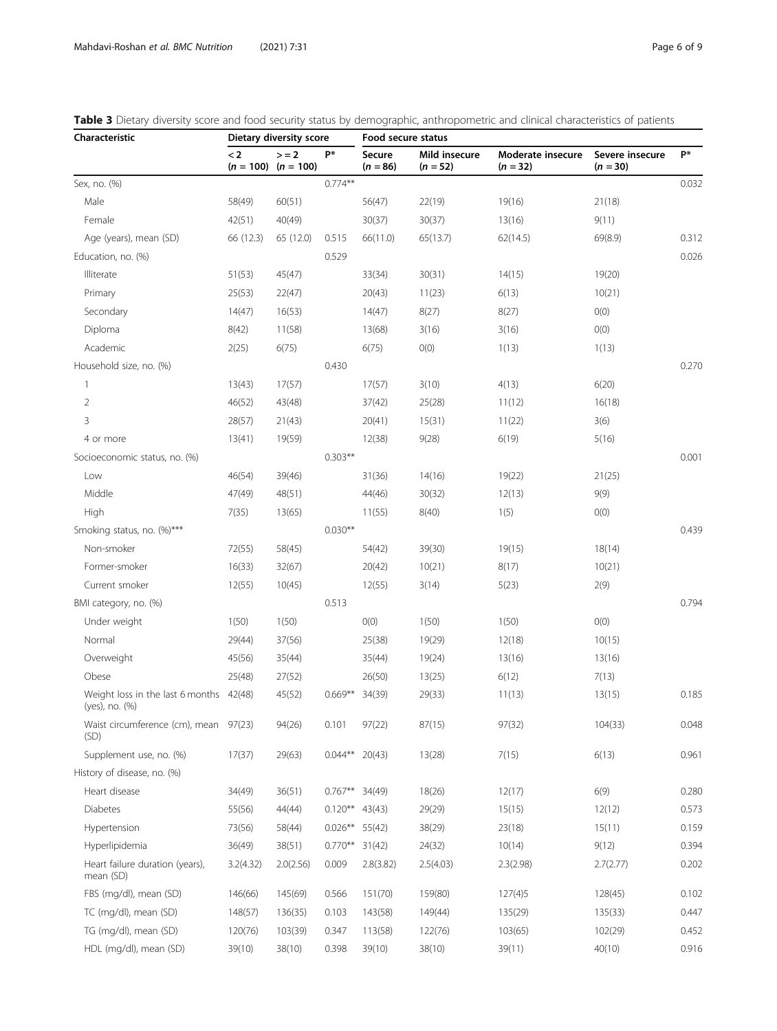**Table 3** Dietary diversity score and food security status by demographic, anthropometric and clinical characteristics of patients

| Characteristic | Dietary diversity score | | | Food secure status | | | | |
|---|---|---|---|---|---|---|---|---|
| | < 2 (*n* = 100) | > = 2 (*n* = 100) | P* | Secure (*n* = 86) | Mild insecure (*n* = 52) | Moderate insecure (*n* = 32) | Severe insecure (*n* = 30) | P* |
| Sex, no. (%) | | | 0.774** | | | | | 0.032 |
| Male | 58(49) | 60(51) | | 56(47) | 22(19) | 19(16) | 21(18) | |
| Female | 42(51) | 40(49) | | 30(37) | 30(37) | 13(16) | 9(11) | |
| Age (years), mean (SD) | 66 (12.3) | 65 (12.0) | 0.515 | 66(11.0) | 65(13.7) | 62(14.5) | 69(8.9) | 0.312 |
| Education, no. (%) | | | 0.529 | | | | | 0.026 |
| Illiterate | 51(53) | 45(47) | | 33(34) | 30(31) | 14(15) | 19(20) | |
| Primary | 25(53) | 22(47) | | 20(43) | 11(23) | 6(13) | 10(21) | |
| Secondary | 14(47) | 16(53) | | 14(47) | 8(27) | 8(27) | 0(0) | |
| Diploma | 8(42) | 11(58) | | 13(68) | 3(16) | 3(16) | 0(0) | |
| Academic | 2(25) | 6(75) | | 6(75) | 0(0) | 1(13) | 1(13) | |
| Household size, no. (%) | | | 0.430 | | | | | 0.270 |
| 1 | 13(43) | 17(57) | | 17(57) | 3(10) | 4(13) | 6(20) | |
| 2 | 46(52) | 43(48) | | 37(42) | 25(28) | 11(12) | 16(18) | |
| 3 | 28(57) | 21(43) | | 20(41) | 15(31) | 11(22) | 3(6) | |
| 4 or more | 13(41) | 19(59) | | 12(38) | 9(28) | 6(19) | 5(16) | |
| Socioeconomic status, no. (%) | | | 0.303** | | | | | 0.001 |
| Low | 46(54) | 39(46) | | 31(36) | 14(16) | 19(22) | 21(25) | |
| Middle | 47(49) | 48(51) | | 44(46) | 30(32) | 12(13) | 9(9) | |
| High | 7(35) | 13(65) | | 11(55) | 8(40) | 1(5) | 0(0) | |
| Smoking status, no. (%)*** | | | 0.030** | | | | | 0.439 |
| Non-smoker | 72(55) | 58(45) | | 54(42) | 39(30) | 19(15) | 18(14) | |
| Former-smoker | 16(33) | 32(67) | | 20(42) | 10(21) | 8(17) | 10(21) | |
| Current smoker | 12(55) | 10(45) | | 12(55) | 3(14) | 5(23) | 2(9) | |
| BMI category, no. (%) | | | 0.513 | | | | | 0.794 |
| Under weight | 1(50) | 1(50) | | 0(0) | 1(50) | 1(50) | 0(0) | |
| Normal | 29(44) | 37(56) | | 25(38) | 19(29) | 12(18) | 10(15) | |
| Overweight | 45(56) | 35(44) | | 35(44) | 19(24) | 13(16) | 13(16) | |
| Obese | 25(48) | 27(52) | | 26(50) | 13(25) | 6(12) | 7(13) | |
| Weight loss in the last 6 months (yes), no. (%) | 42(48) | 45(52) | 0.669** | 34(39) | 29(33) | 11(13) | 13(15) | 0.185 |
| Waist circumference (cm), mean (SD) | 97(23) | 94(26) | 0.101 | 97(22) | 87(15) | 97(32) | 104(33) | 0.048 |
| Supplement use, no. (%) | 17(37) | 29(63) | 0.044** | 20(43) | 13(28) | 7(15) | 6(13) | 0.961 |
| History of disease, no. (%) | | | | | | | | |
| Heart disease | 34(49) | 36(51) | 0.767** | 34(49) | 18(26) | 12(17) | 6(9) | 0.280 |
| Diabetes | 55(56) | 44(44) | 0.120** | 43(43) | 29(29) | 15(15) | 12(12) | 0.573 |
| Hypertension | 73(56) | 58(44) | 0.026** | 55(42) | 38(29) | 23(18) | 15(11) | 0.159 |
| Hyperlipidemia | 36(49) | 38(51) | 0.770** | 31(42) | 24(32) | 10(14) | 9(12) | 0.394 |
| Heart failure duration (years), mean (SD) | 3.2(4.32) | 2.0(2.56) | 0.009 | 2.8(3.82) | 2.5(4.03) | 2.3(2.98) | 2.7(2.77) | 0.202 |
| FBS (mg/dl), mean (SD) | 146(66) | 145(69) | 0.566 | 151(70) | 159(80) | 127(4)5 | 128(45) | 0.102 |
| TC (mg/dl), mean (SD) | 148(57) | 136(35) | 0.103 | 143(58) | 149(44) | 135(29) | 135(33) | 0.447 |
| TG (mg/dl), mean (SD) | 120(76) | 103(39) | 0.347 | 113(58) | 122(76) | 103(65) | 102(29) | 0.452 |
| HDL (mg/dl), mean (SD) | 39(10) | 38(10) | 0.398 | 39(10) | 38(10) | 39(11) | 40(10) | 0.916 |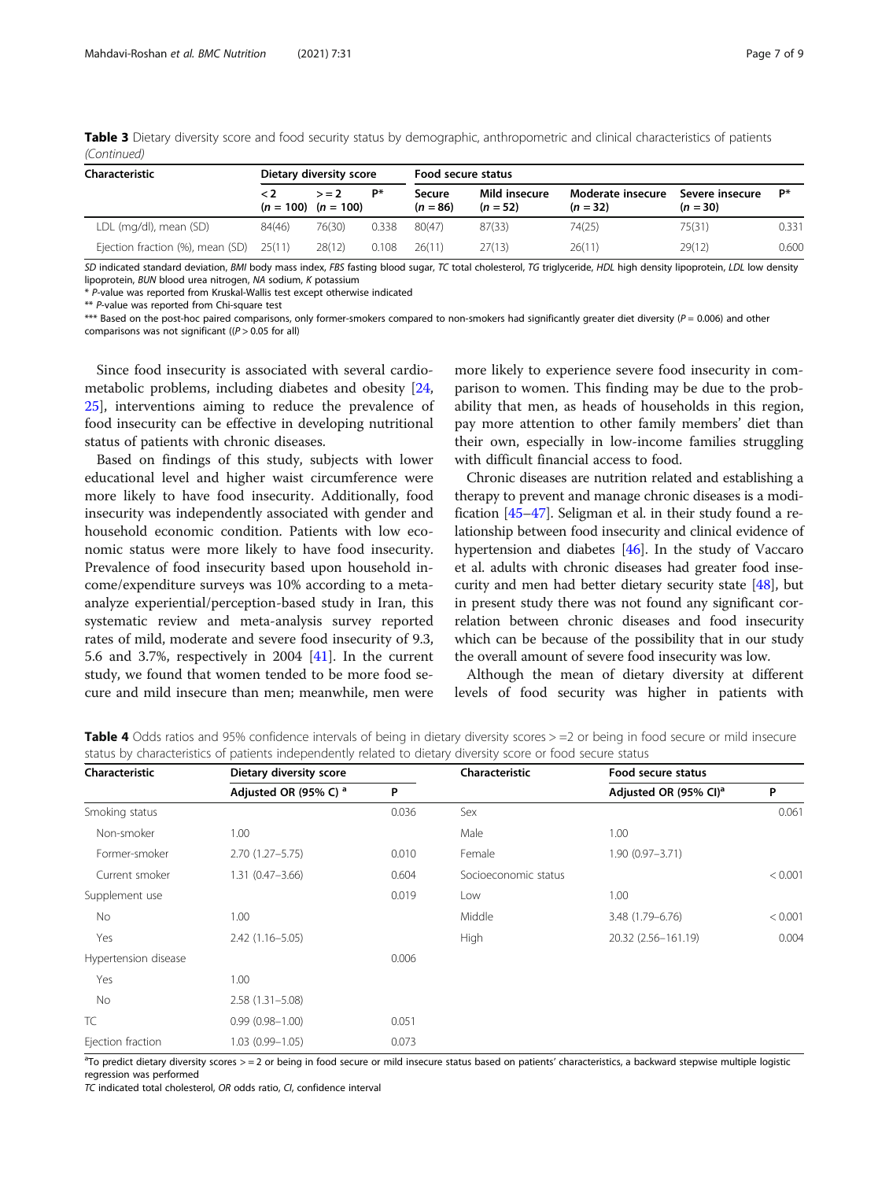**Table 3** Dietary diversity score and food security status by demographic, anthropometric and clinical characteristics of patients *(Continued)*

| Characteristic | Dietary diversity score | | | Food secure status | | | | |
|---|---|---|---|---|---|---|---|---|
| | < 2 (*n* = 100) | > = 2 (*n* = 100) | P* | Secure (*n* = 86) | Mild insecure (*n* = 52) | Moderate insecure (*n* = 32) | Severe insecure (*n* = 30) | P* |
| LDL (mg/dl), mean (SD) | 84(46) | 76(30) | 0.338 | 80(47) | 87(33) | 74(25) | 75(31) | 0.331 |
| Ejection fraction (%), mean (SD) | 25(11) | 28(12) | 0.108 | 26(11) | 27(13) | 26(11) | 29(12) | 0.600 |

*SD* indicated standard deviation, *BMI* body mass index, *FBS* fasting blood sugar, *TC* total cholesterol, *TG* triglyceride, *HDL* high density lipoprotein, *LDL* low density lipoprotein, *BUN* blood urea nitrogen, *NA* sodium, *K* potassium

\* *P*-value was reported from Kruskal-Wallis test except otherwise indicated

\*\* *P*-value was reported from Chi-square test

\*\*\* Based on the post-hoc paired comparisons, only former-smokers compared to non-smokers had significantly greater diet diversity (*P* = 0.006) and other comparisons was not significant ((*P* > 0.05 for all)

Since food insecurity is associated with several cardiometabolic problems, including diabetes and obesity [24, 25], interventions aiming to reduce the prevalence of food insecurity can be effective in developing nutritional status of patients with chronic diseases.

Based on findings of this study, subjects with lower educational level and higher waist circumference were more likely to have food insecurity. Additionally, food insecurity was independently associated with gender and household economic condition. Patients with low economic status were more likely to have food insecurity. Prevalence of food insecurity based upon household income/expenditure surveys was 10% according to a meta-analyze experiential/perception-based study in Iran, this systematic review and meta-analysis survey reported rates of mild, moderate and severe food insecurity of 9.3, 5.6 and 3.7%, respectively in 2004 [41]. In the current study, we found that women tended to be more food secure and mild insecure than men; meanwhile, men were more likely to experience severe food insecurity in comparison to women. This finding may be due to the probability that men, as heads of households in this region, pay more attention to other family members' diet than their own, especially in low-income families struggling with difficult financial access to food.

Chronic diseases are nutrition related and establishing a therapy to prevent and manage chronic diseases is a modification [45–47]. Seligman et al. in their study found a relationship between food insecurity and clinical evidence of hypertension and diabetes [46]. In the study of Vaccaro et al. adults with chronic diseases had greater food insecurity and men had better dietary security state [48], but in present study there was not found any significant correlation between chronic diseases and food insecurity which can be because of the possibility that in our study the overall amount of severe food insecurity was low.

Although the mean of dietary diversity at different levels of food security was higher in patients with

**Table 4** Odds ratios and 95% confidence intervals of being in dietary diversity scores > =2 or being in food secure or mild insecure status by characteristics of patients independently related to dietary diversity score or food secure status

| Characteristic | Dietary diversity score | | Characteristic | Food secure status | |
|---|---|---|---|---|---|
| | Adjusted OR (95% C) [a] | P | | Adjusted OR (95% CI)[a] | P |
| Smoking status | | 0.036 | Sex | | 0.061 |
| Non-smoker | 1.00 | | Male | 1.00 | |
| Former-smoker | 2.70 (1.27–5.75) | 0.010 | Female | 1.90 (0.97–3.71) | |
| Current smoker | 1.31 (0.47–3.66) | 0.604 | Socioeconomic status | | < 0.001 |
| Supplement use | | 0.019 | Low | 1.00 | |
| No | 1.00 | | Middle | 3.48 (1.79–6.76) | < 0.001 |
| Yes | 2.42 (1.16–5.05) | | High | 20.32 (2.56–161.19) | 0.004 |
| Hypertension disease | | 0.006 | | | |
| Yes | 1.00 | | | | |
| No | 2.58 (1.31–5.08) | | | | |
| TC | 0.99 (0.98–1.00) | 0.051 | | | |
| Ejection fraction | 1.03 (0.99–1.05) | 0.073 | | | |

[a]To predict dietary diversity scores > = 2 or being in food secure or mild insecure status based on patients' characteristics, a backward stepwise multiple logistic regression was performed

*TC* indicated total cholesterol, *OR* odds ratio, *CI*, confidence interval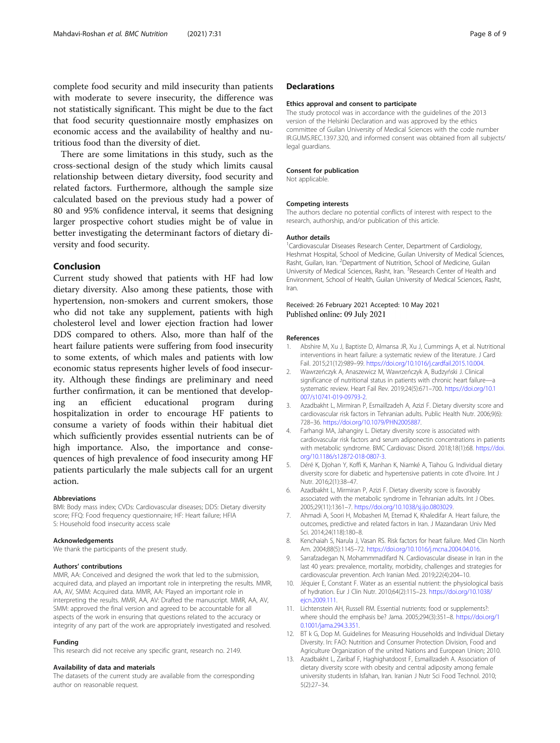complete food security and mild insecurity than patients with moderate to severe insecurity, the difference was not statistically significant. This might be due to the fact that food security questionnaire mostly emphasizes on economic access and the availability of healthy and nutritious food than the diversity of diet.

There are some limitations in this study, such as the cross-sectional design of the study which limits causal relationship between dietary diversity, food security and related factors. Furthermore, although the sample size calculated based on the previous study had a power of 80 and 95% confidence interval, it seems that designing larger prospective cohort studies might be of value in better investigating the determinant factors of dietary diversity and food security.

## Conclusion

Current study showed that patients with HF had low dietary diversity. Also among these patients, those with hypertension, non-smokers and current smokers, those who did not take any supplement, patients with high cholesterol level and lower ejection fraction had lower DDS compared to others. Also, more than half of the heart failure patients were suffering from food insecurity to some extents, of which males and patients with low economic status represents higher levels of food insecurity. Although these findings are preliminary and need further confirmation, it can be mentioned that developing an efficient educational program during hospitalization in order to encourage HF patients to consume a variety of foods within their habitual diet which sufficiently provides essential nutrients can be of high importance. Also, the importance and consequences of high prevalence of food insecurity among HF patients particularly the male subjects call for an urgent action.

#### Abbreviations

BMI: Body mass index; CVDs: Cardiovascular diseases; DDS: Dietary diversity score; FFQ: Food frequency questionnaire; HF: Heart failure; HFIAS: Household food insecurity access scale

#### Acknowledgements

We thank the participants of the present study.

#### Authors' contributions

MMR, AA: Conceived and designed the work that led to the submission, acquired data, and played an important role in interpreting the results. MMR, AA, AV, SMM: Acquired data. MMR, AA: Played an important role in interpreting the results. MMR, AA, AV: Drafted the manuscript. MMR, AA, AV, SMM: approved the final version and agreed to be accountable for all aspects of the work in ensuring that questions related to the accuracy or integrity of any part of the work are appropriately investigated and resolved.

#### Funding

This research did not receive any specific grant, research no. 2149.

#### Availability of data and materials

The datasets of the current study are available from the corresponding author on reasonable request.

## Declarations

#### Ethics approval and consent to participate

The study protocol was in accordance with the guidelines of the 2013 version of the Helsinki Declaration and was approved by the ethics committee of Guilan University of Medical Sciences with the code number IR.GUMS.REC.1397.320, and informed consent was obtained from all subjects/legal guardians.

#### Consent for publication

Not applicable.

#### Competing interests

The authors declare no potential conflicts of interest with respect to the research, authorship, and/or publication of this article.

#### Author details

[1]Cardiovascular Diseases Research Center, Department of Cardiology, Heshmat Hospital, School of Medicine, Guilan University of Medical Sciences, Rasht, Guilan, Iran. [2]Department of Nutrition, School of Medicine, Guilan University of Medical Sciences, Rasht, Iran. [3]Research Center of Health and Environment, School of Health, Guilan University of Medical Sciences, Rasht, Iran.

Received: 26 February 2021 Accepted: 10 May 2021
Published online: 09 July 2021

#### References

1. Abshire M, Xu J, Baptiste D, Almansa JR, Xu J, Cummings A, et al. Nutritional interventions in heart failure: a systematic review of the literature. J Card Fail. 2015;21(12):989–99. https://doi.org/10.1016/j.cardfail.2015.10.004.
2. Wawrzeńczyk A, Anaszewicz M, Wawrzeńczyk A, Budzyński J. Clinical significance of nutritional status in patients with chronic heart failure—a systematic review. Heart Fail Rev. 2019;24(5):671–700. https://doi.org/10.1007/s10741-019-09793-2.
3. Azadbakht L, Mirmiran P, Esmaillzadeh A, Azizi F. Dietary diversity score and cardiovascular risk factors in Tehranian adults. Public Health Nutr. 2006;9(6):728–36. https://doi.org/10.1079/PHN2005887.
4. Farhangi MA, Jahangiry L. Dietary diversity score is associated with cardiovascular risk factors and serum adiponectin concentrations in patients with metabolic syndrome. BMC Cardiovasc Disord. 2018;18(1):68. https://doi.org/10.1186/s12872-018-0807-3.
5. Déré K, Djohan Y, Koffi K, Manhan K, Niamké A, Tiahou G. Individual dietary diversity score for diabetic and hypertensive patients in cote d'Ivoire. Int J Nutr. 2016;2(1):38–47.
6. Azadbakht L, Mirmiran P, Azizi F. Dietary diversity score is favorably associated with the metabolic syndrome in Tehranian adults. Int J Obes. 2005;29(11):1361–7. https://doi.org/10.1038/sj.ijo.0803029.
7. Ahmadi A, Soori H, Mobasheri M, Etemad K, Khaledifar A. Heart failure, the outcomes, predictive and related factors in Iran. J Mazandaran Univ Med Sci. 2014;24(118):180–8.
8. Kenchaiah S, Narula J, Vasan RS. Risk factors for heart failure. Med Clin North Am. 2004;88(5):1145–72. https://doi.org/10.1016/j.mcna.2004.04.016.
9. Sarrafzadegan N, Mohammmadifard N. Cardiovascular disease in Iran in the last 40 years: prevalence, mortality, morbidity, challenges and strategies for cardiovascular prevention. Arch Iranian Med. 2019;22(4):204–10.
10. Jéquier E, Constant F. Water as an essential nutrient: the physiological basis of hydration. Eur J Clin Nutr. 2010;64(2):115–23. https://doi.org/10.1038/ejcn.2009.111.
11. Lichtenstein AH, Russell RM. Essential nutrients: food or supplements?: where should the emphasis be? Jama. 2005;294(3):351–8. https://doi.org/10.1001/jama.294.3.351.
12. BT k G, Dop M. Guidelines for Measuring Households and Individual Dietary Diversity. In: FAO: Nutrition and Consumer Protection Division, Food and Agriculture Organization of the united Nations and European Union; 2010.
13. Azadbakht L, Zaribaf F, Haghighatdoost F, Esmaillzadeh A. Association of dietary diversity score with obesity and central adiposity among female university students in Isfahan, Iran. Iranian J Nutr Sci Food Technol. 2010;5(2):27–34.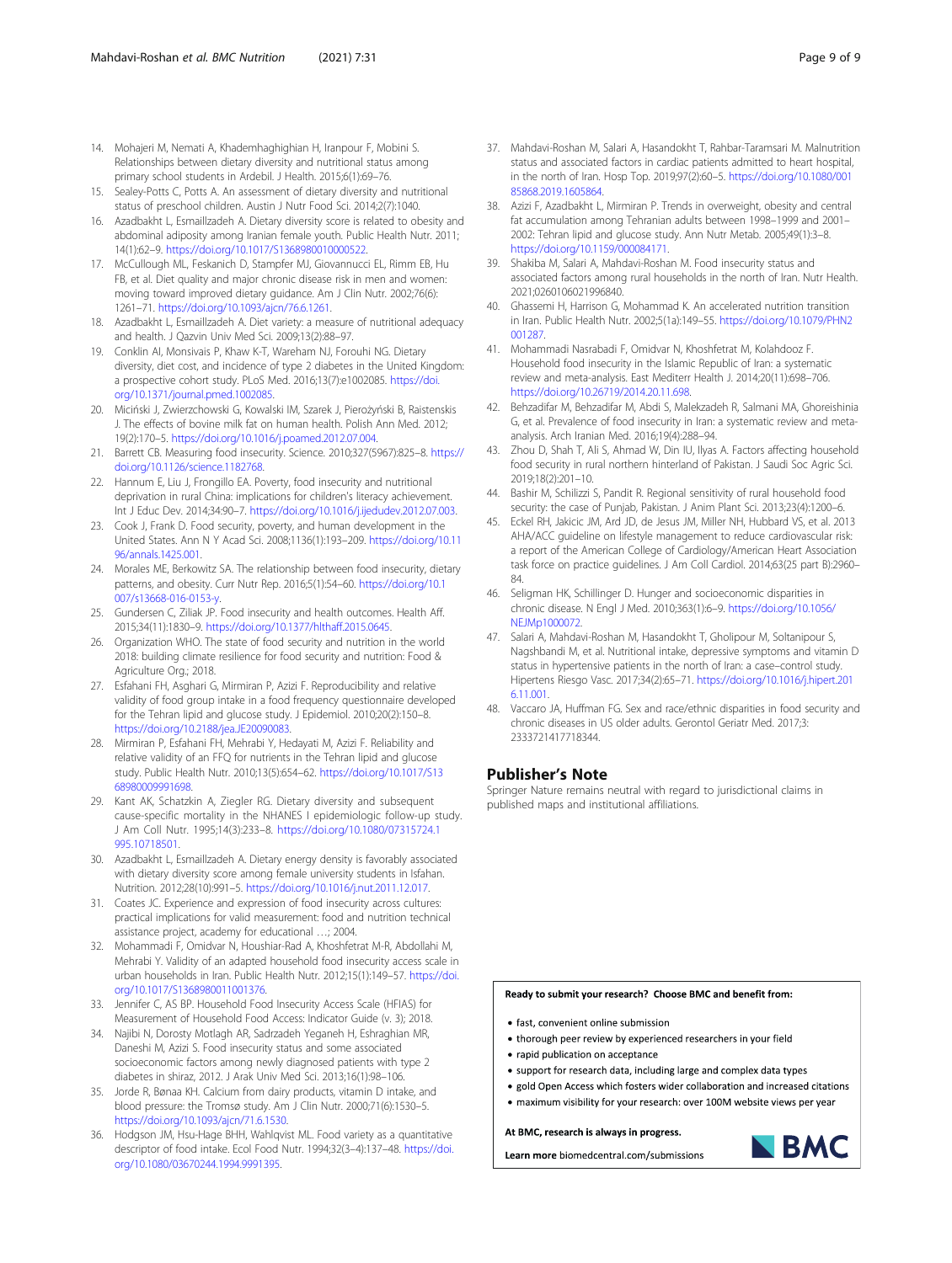14. Mohajeri M, Nemati A, Khademhaghighian H, Iranpour F, Mobini S. Relationships between dietary diversity and nutritional status among primary school students in Ardebil. J Health. 2015;6(1):69–76.
15. Sealey-Potts C, Potts A. An assessment of dietary diversity and nutritional status of preschool children. Austin J Nutr Food Sci. 2014;2(7):1040.
16. Azadbakht L, Esmaillzadeh A. Dietary diversity score is related to obesity and abdominal adiposity among Iranian female youth. Public Health Nutr. 2011; 14(1):62–9. https://doi.org/10.1017/S1368980010000522.
17. McCullough ML, Feskanich D, Stampfer MJ, Giovannucci EL, Rimm EB, Hu FB, et al. Diet quality and major chronic disease risk in men and women: moving toward improved dietary guidance. Am J Clin Nutr. 2002;76(6): 1261–71. https://doi.org/10.1093/ajcn/76.6.1261.
18. Azadbakht L, Esmaillzadeh A. Diet variety: a measure of nutritional adequacy and health. J Qazvin Univ Med Sci. 2009;13(2):88–97.
19. Conklin AI, Monsivais P, Khaw K-T, Wareham NJ, Forouhi NG. Dietary diversity, diet cost, and incidence of type 2 diabetes in the United Kingdom: a prospective cohort study. PLoS Med. 2016;13(7):e1002085. https://doi.org/10.1371/journal.pmed.1002085.
20. Miciński J, Zwierzchowski G, Kowalski IM, Szarek J, Pierożyński B, Raistenskis J. The effects of bovine milk fat on human health. Polish Ann Med. 2012; 19(2):170–5. https://doi.org/10.1016/j.poamed.2012.07.004.
21. Barrett CB. Measuring food insecurity. Science. 2010;327(5967):825–8. https://doi.org/10.1126/science.1182768.
22. Hannum E, Liu J, Frongillo EA. Poverty, food insecurity and nutritional deprivation in rural China: implications for children's literacy achievement. Int J Educ Dev. 2014;34:90–7. https://doi.org/10.1016/j.ijedudev.2012.07.003.
23. Cook J, Frank D. Food security, poverty, and human development in the United States. Ann N Y Acad Sci. 2008;1136(1):193–209. https://doi.org/10.1196/annals.1425.001.
24. Morales ME, Berkowitz SA. The relationship between food insecurity, dietary patterns, and obesity. Curr Nutr Rep. 2016;5(1):54–60. https://doi.org/10.1007/s13668-016-0153-y.
25. Gundersen C, Ziliak JP. Food insecurity and health outcomes. Health Aff. 2015;34(11):1830–9. https://doi.org/10.1377/hlthaff.2015.0645.
26. Organization WHO. The state of food security and nutrition in the world 2018: building climate resilience for food security and nutrition: Food & Agriculture Org.; 2018.
27. Esfahani FH, Asghari G, Mirmiran P, Azizi F. Reproducibility and relative validity of food group intake in a food frequency questionnaire developed for the Tehran lipid and glucose study. J Epidemiol. 2010;20(2):150–8. https://doi.org/10.2188/jea.JE20090083.
28. Mirmiran P, Esfahani FH, Mehrabi Y, Hedayati M, Azizi F. Reliability and relative validity of an FFQ for nutrients in the Tehran lipid and glucose study. Public Health Nutr. 2010;13(5):654–62. https://doi.org/10.1017/S1368980009991698.
29. Kant AK, Schatzkin A, Ziegler RG. Dietary diversity and subsequent cause-specific mortality in the NHANES I epidemiologic follow-up study. J Am Coll Nutr. 1995;14(3):233–8. https://doi.org/10.1080/07315724.1995.10718501.
30. Azadbakht L, Esmaillzadeh A. Dietary energy density is favorably associated with dietary diversity score among female university students in Isfahan. Nutrition. 2012;28(10):991–5. https://doi.org/10.1016/j.nut.2011.12.017.
31. Coates JC. Experience and expression of food insecurity across cultures: practical implications for valid measurement: food and nutrition technical assistance project, academy for educational …; 2004.
32. Mohammadi F, Omidvar N, Houshiar-Rad A, Khoshfetrat M-R, Abdollahi M, Mehrabi Y. Validity of an adapted household food insecurity access scale in urban households in Iran. Public Health Nutr. 2012;15(1):149–57. https://doi.org/10.1017/S1368980011001376.
33. Jennifer C, AS BP. Household Food Insecurity Access Scale (HFIAS) for Measurement of Household Food Access: Indicator Guide (v. 3); 2018.
34. Najibi N, Dorosty Motlagh AR, Sadrzadeh Yeganeh H, Eshraghian MR, Daneshi M, Azizi S. Food insecurity status and some associated socioeconomic factors among newly diagnosed patients with type 2 diabetes in shiraz, 2012. J Arak Univ Med Sci. 2013;16(1):98–106.
35. Jorde R, Bønaa KH. Calcium from dairy products, vitamin D intake, and blood pressure: the Tromsø study. Am J Clin Nutr. 2000;71(6):1530–5. https://doi.org/10.1093/ajcn/71.6.1530.
36. Hodgson JM, Hsu-Hage BHH, Wahlqvist ML. Food variety as a quantitative descriptor of food intake. Ecol Food Nutr. 1994;32(3–4):137–48. https://doi.org/10.1080/03670244.1994.9991395.
37. Mahdavi-Roshan M, Salari A, Hasandokht T, Rahbar-Taramsari M. Malnutrition status and associated factors in cardiac patients admitted to heart hospital, in the north of Iran. Hosp Top. 2019;97(2):60–5. https://doi.org/10.1080/00185868.2019.1605864.
38. Azizi F, Azadbakht L, Mirmiran P. Trends in overweight, obesity and central fat accumulation among Tehranian adults between 1998–1999 and 2001–2002: Tehran lipid and glucose study. Ann Nutr Metab. 2005;49(1):3–8. https://doi.org/10.1159/000084171.
39. Shakiba M, Salari A, Mahdavi-Roshan M. Food insecurity status and associated factors among rural households in the north of Iran. Nutr Health. 2021;0260106021996840.
40. Ghassemi H, Harrison G, Mohammad K. An accelerated nutrition transition in Iran. Public Health Nutr. 2002;5(1a):149–55. https://doi.org/10.1079/PHN2001287.
41. Mohammadi Nasrabadi F, Omidvar N, Khoshfetrat M, Kolahdooz F. Household food insecurity in the Islamic Republic of Iran: a systematic review and meta-analysis. East Mediterr Health J. 2014;20(11):698–706. https://doi.org/10.26719/2014.20.11.698.
42. Behzadifar M, Behzadifar M, Abdi S, Malekzadeh R, Salmani MA, Ghoreishinia G, et al. Prevalence of food insecurity in Iran: a systematic review and meta-analysis. Arch Iranian Med. 2016;19(4):288–94.
43. Zhou D, Shah T, Ali S, Ahmad W, Din IU, Ilyas A. Factors affecting household food security in rural northern hinterland of Pakistan. J Saudi Soc Agric Sci. 2019;18(2):201–10.
44. Bashir M, Schilizzi S, Pandit R. Regional sensitivity of rural household food security: the case of Punjab, Pakistan. J Anim Plant Sci. 2013;23(4):1200–6.
45. Eckel RH, Jakicic JM, Ard JD, de Jesus JM, Miller NH, Hubbard VS, et al. 2013 AHA/ACC guideline on lifestyle management to reduce cardiovascular risk: a report of the American College of Cardiology/American Heart Association task force on practice guidelines. J Am Coll Cardiol. 2014;63(25 part B):2960–84.
46. Seligman HK, Schillinger D. Hunger and socioeconomic disparities in chronic disease. N Engl J Med. 2010;363(1):6–9. https://doi.org/10.1056/NEJMp1000072.
47. Salari A, Mahdavi-Roshan M, Hasandokht T, Gholipour M, Soltanipour S, Nagshbandi M, et al. Nutritional intake, depressive symptoms and vitamin D status in hypertensive patients in the north of Iran: a case–control study. Hipertens Riesgo Vasc. 2017;34(2):65–71. https://doi.org/10.1016/j.hipert.2016.11.001.
48. Vaccaro JA, Huffman FG. Sex and race/ethnic disparities in food security and chronic diseases in US older adults. Gerontol Geriatr Med. 2017;3:2333721417718344.

## Publisher's Note

Springer Nature remains neutral with regard to jurisdictional claims in published maps and institutional affiliations.

**Ready to submit your research? Choose BMC and benefit from:**

- fast, convenient online submission
- thorough peer review by experienced researchers in your field
- rapid publication on acceptance
- support for research data, including large and complex data types
- gold Open Access which fosters wider collaboration and increased citations
- maximum visibility for your research: over 100M website views per year

**At BMC, research is always in progress.**

**Learn more** biomedcentral.com/submissions